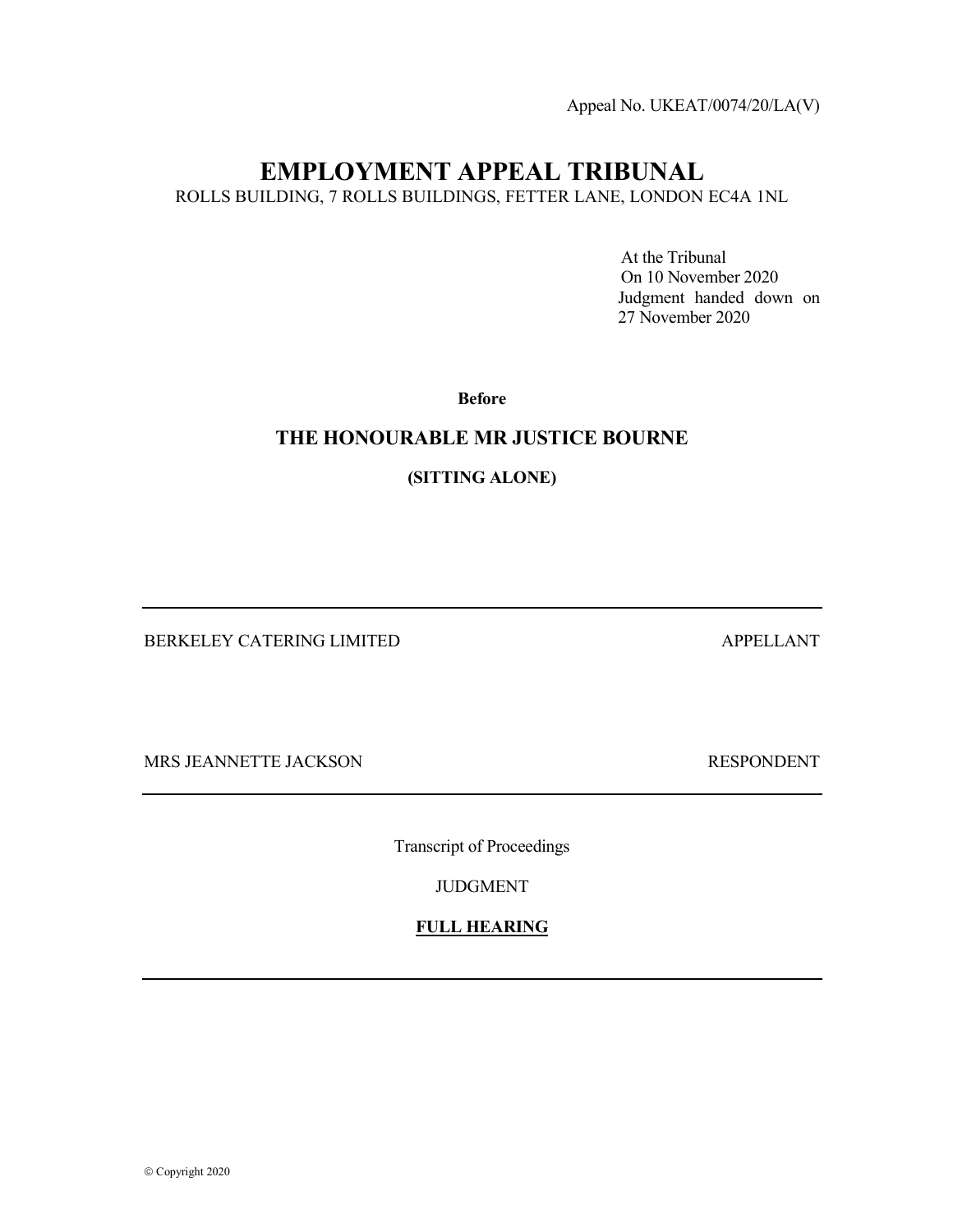Appeal No. UKEAT/0074/20/LA(V)

# EMPLOYMENT APPEAL TRIBUNAL

ROLLS BUILDING, 7 ROLLS BUILDINGS, FETTER LANE, LONDON EC4A 1NL

At the Tribunal
On 10 November 2020
Judgment handed down on 27 November 2020

**Before**

## THE HONOURABLE MR JUSTICE BOURNE

**(SITTING ALONE)**

---

BERKELEY CATERING LIMITED — APPELLANT

MRS JEANNETTE JACKSON — RESPONDENT

---

Transcript of Proceedings

JUDGMENT

**FULL HEARING**

---

© Copyright 2020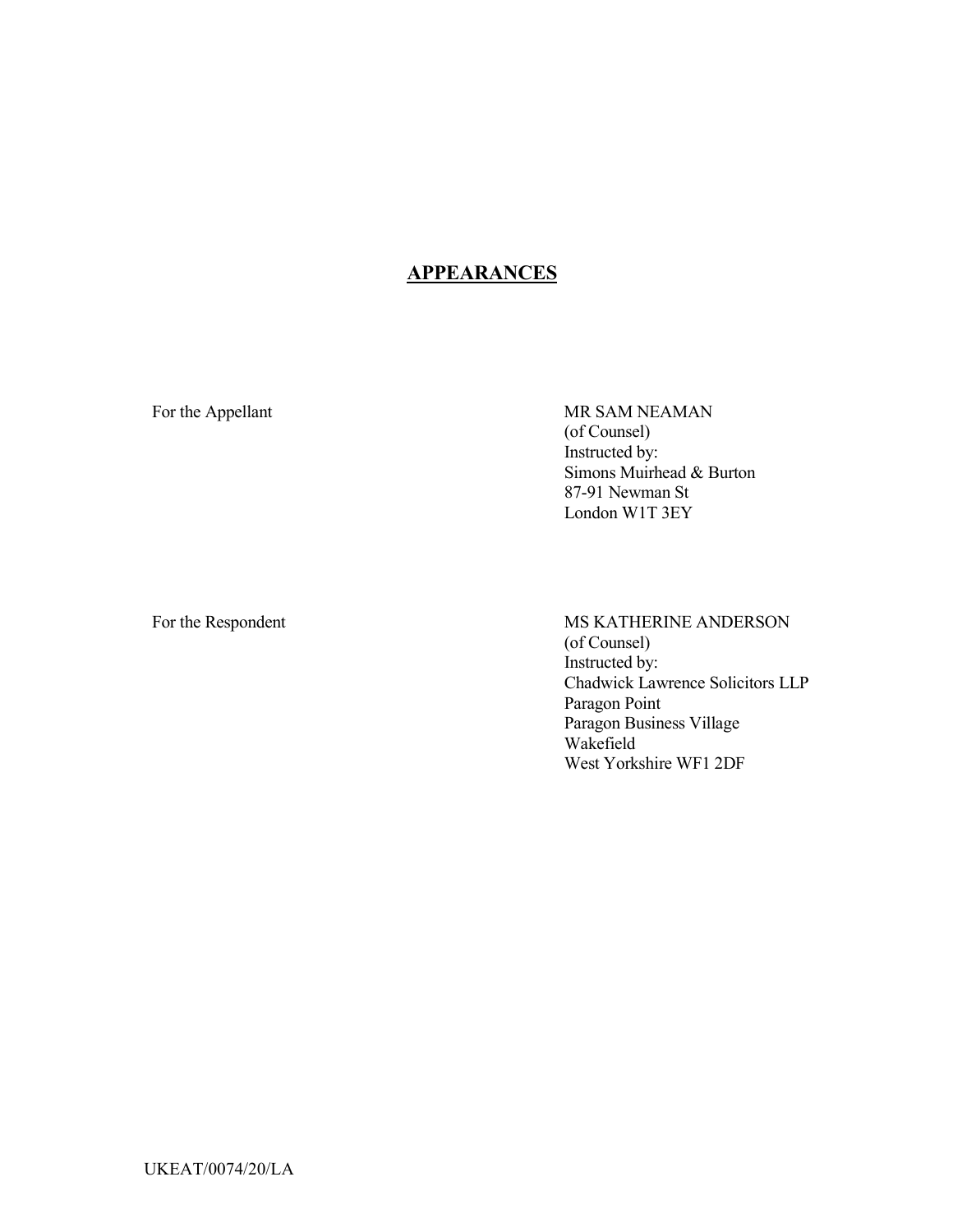## **APPEARANCES**

| | |
|---|---|
| For the Appellant | MR SAM NEAMAN<br>(of Counsel)<br>Instructed by:<br>Simons Muirhead & Burton<br>87-91 Newman St<br>London W1T 3EY |
| For the Respondent | MS KATHERINE ANDERSON<br>(of Counsel)<br>Instructed by:<br>Chadwick Lawrence Solicitors LLP<br>Paragon Point<br>Paragon Business Village<br>Wakefield<br>West Yorkshire WF1 2DF |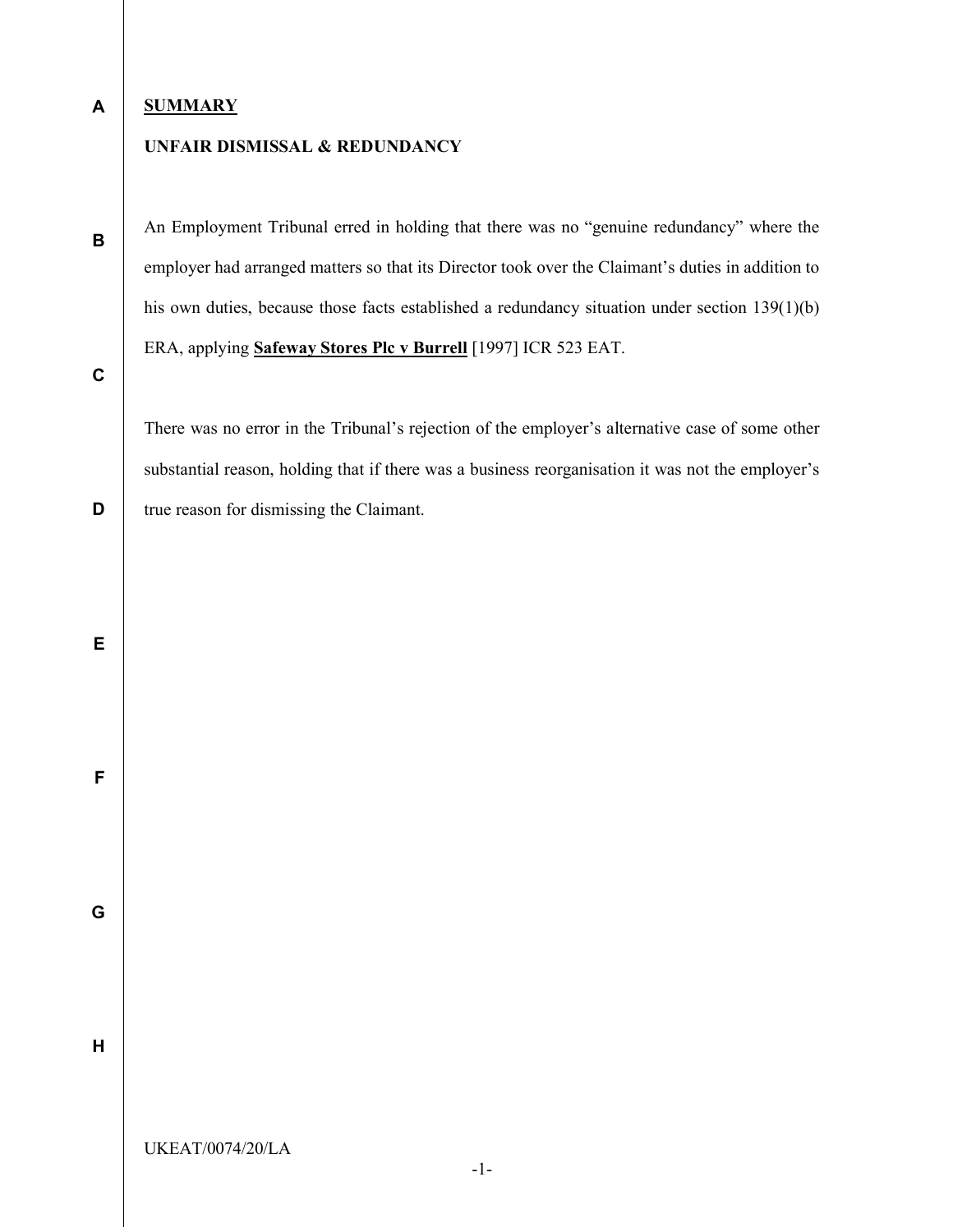**SUMMARY**

**UNFAIR DISMISSAL & REDUNDANCY**

An Employment Tribunal erred in holding that there was no "genuine redundancy" where the employer had arranged matters so that its Director took over the Claimant's duties in addition to his own duties, because those facts established a redundancy situation under section 139(1)(b) ERA, applying **Safeway Stores Plc v Burrell** [1997] ICR 523 EAT.

There was no error in the Tribunal's rejection of the employer's alternative case of some other substantial reason, holding that if there was a business reorganisation it was not the employer's true reason for dismissing the Claimant.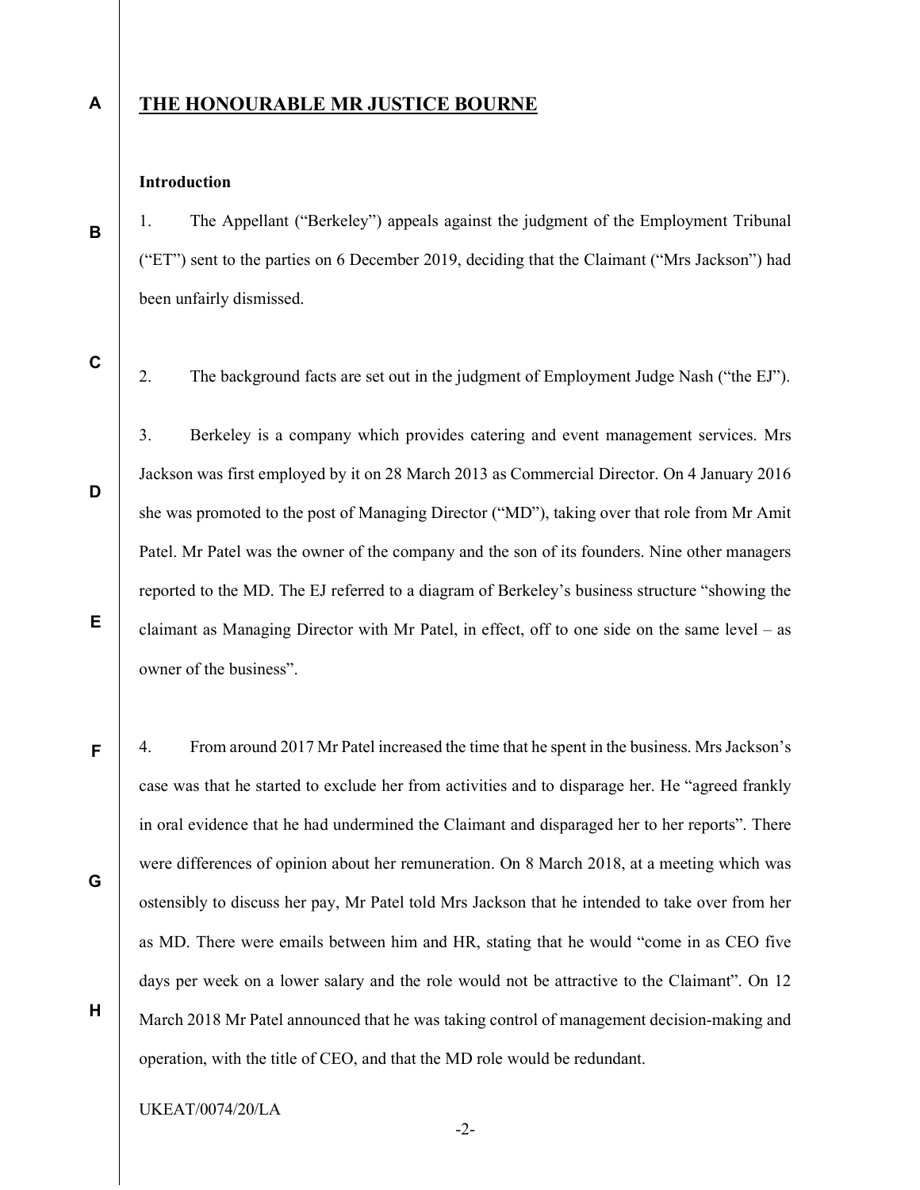## THE HONOURABLE MR JUSTICE BOURNE

### Introduction

1. The Appellant ("Berkeley") appeals against the judgment of the Employment Tribunal ("ET") sent to the parties on 6 December 2019, deciding that the Claimant ("Mrs Jackson") had been unfairly dismissed.

2. The background facts are set out in the judgment of Employment Judge Nash ("the EJ").

3. Berkeley is a company which provides catering and event management services. Mrs Jackson was first employed by it on 28 March 2013 as Commercial Director. On 4 January 2016 she was promoted to the post of Managing Director ("MD"), taking over that role from Mr Amit Patel. Mr Patel was the owner of the company and the son of its founders. Nine other managers reported to the MD. The EJ referred to a diagram of Berkeley's business structure "showing the claimant as Managing Director with Mr Patel, in effect, off to one side on the same level – as owner of the business".

4. From around 2017 Mr Patel increased the time that he spent in the business. Mrs Jackson's case was that he started to exclude her from activities and to disparage her. He "agreed frankly in oral evidence that he had undermined the Claimant and disparaged her to her reports". There were differences of opinion about her remuneration. On 8 March 2018, at a meeting which was ostensibly to discuss her pay, Mr Patel told Mrs Jackson that he intended to take over from her as MD. There were emails between him and HR, stating that he would "come in as CEO five days per week on a lower salary and the role would not be attractive to the Claimant". On 12 March 2018 Mr Patel announced that he was taking control of management decision-making and operation, with the title of CEO, and that the MD role would be redundant.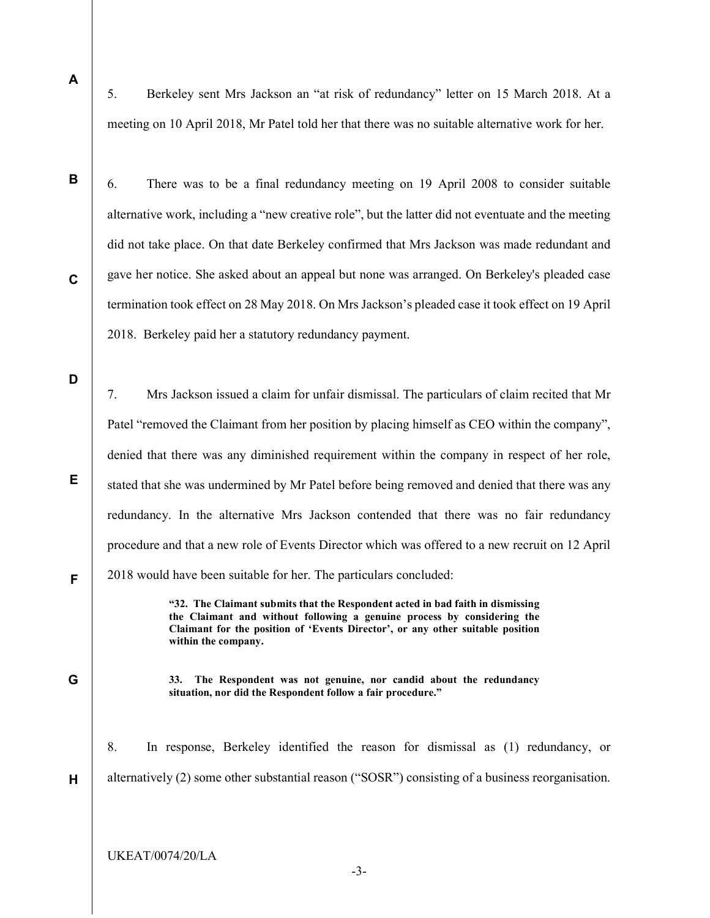5. Berkeley sent Mrs Jackson an "at risk of redundancy" letter on 15 March 2018. At a meeting on 10 April 2018, Mr Patel told her that there was no suitable alternative work for her.

6. There was to be a final redundancy meeting on 19 April 2008 to consider suitable alternative work, including a "new creative role", but the latter did not eventuate and the meeting did not take place. On that date Berkeley confirmed that Mrs Jackson was made redundant and gave her notice. She asked about an appeal but none was arranged. On Berkeley's pleaded case termination took effect on 28 May 2018. On Mrs Jackson's pleaded case it took effect on 19 April 2018. Berkeley paid her a statutory redundancy payment.

7. Mrs Jackson issued a claim for unfair dismissal. The particulars of claim recited that Mr Patel "removed the Claimant from her position by placing himself as CEO within the company", denied that there was any diminished requirement within the company in respect of her role, stated that she was undermined by Mr Patel before being removed and denied that there was any redundancy. In the alternative Mrs Jackson contended that there was no fair redundancy procedure and that a new role of Events Director which was offered to a new recruit on 12 April 2018 would have been suitable for her. The particulars concluded:

> **"32. The Claimant submits that the Respondent acted in bad faith in dismissing the Claimant and without following a genuine process by considering the Claimant for the position of 'Events Director', or any other suitable position within the company.**
>
> **33. The Respondent was not genuine, nor candid about the redundancy situation, nor did the Respondent follow a fair procedure."**

8. In response, Berkeley identified the reason for dismissal as (1) redundancy, or alternatively (2) some other substantial reason ("SOSR") consisting of a business reorganisation.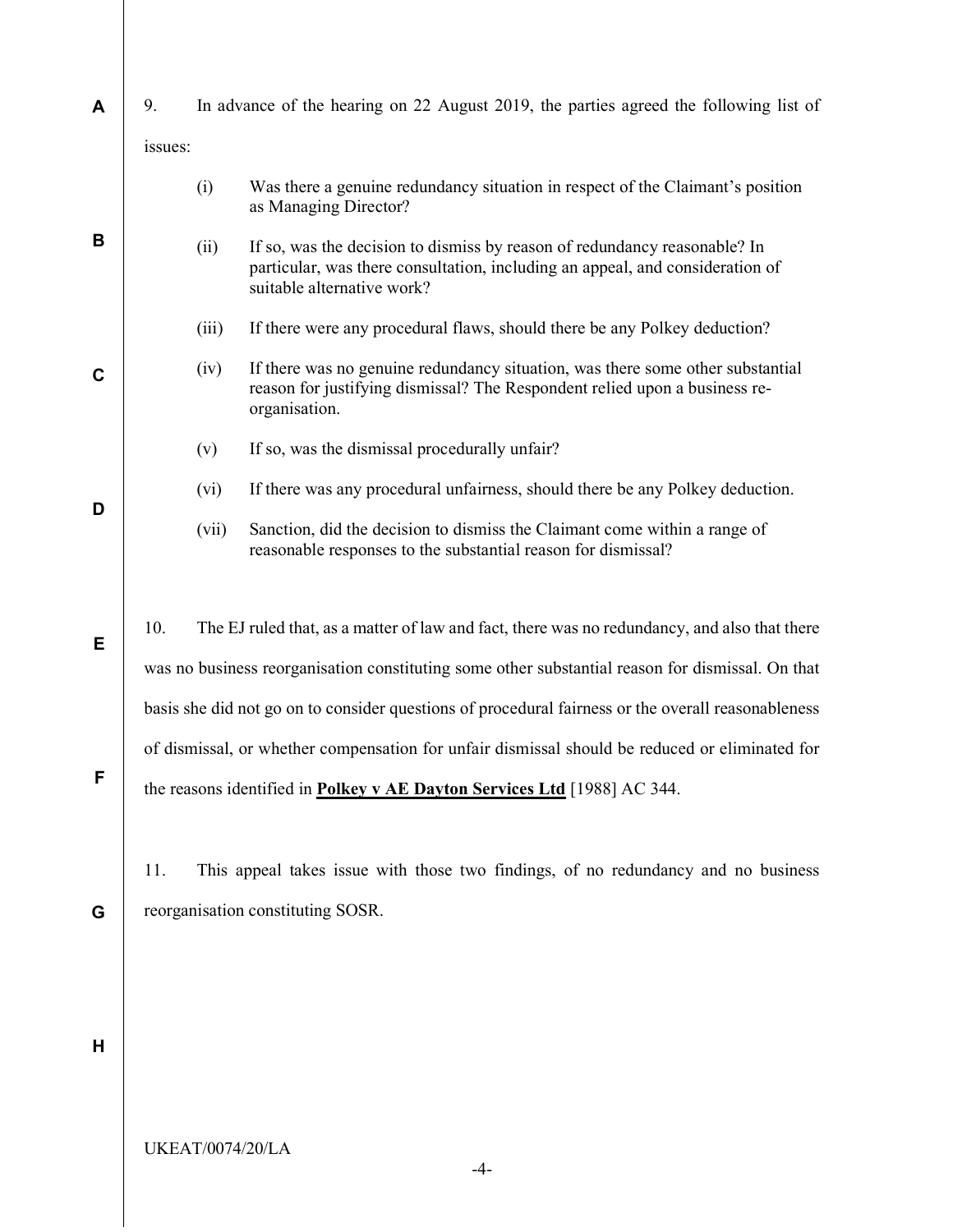9. In advance of the hearing on 22 August 2019, the parties agreed the following list of issues:

(i) Was there a genuine redundancy situation in respect of the Claimant's position as Managing Director?

(ii) If so, was the decision to dismiss by reason of redundancy reasonable? In particular, was there consultation, including an appeal, and consideration of suitable alternative work?

(iii) If there were any procedural flaws, should there be any Polkey deduction?

(iv) If there was no genuine redundancy situation, was there some other substantial reason for justifying dismissal? The Respondent relied upon a business re-organisation.

(v) If so, was the dismissal procedurally unfair?

(vi) If there was any procedural unfairness, should there be any Polkey deduction.

(vii) Sanction, did the decision to dismiss the Claimant come within a range of reasonable responses to the substantial reason for dismissal?

10. The EJ ruled that, as a matter of law and fact, there was no redundancy, and also that there was no business reorganisation constituting some other substantial reason for dismissal. On that basis she did not go on to consider questions of procedural fairness or the overall reasonableness of dismissal, or whether compensation for unfair dismissal should be reduced or eliminated for the reasons identified in **Polkey v AE Dayton Services Ltd** [1988] AC 344.

11. This appeal takes issue with those two findings, of no redundancy and no business reorganisation constituting SOSR.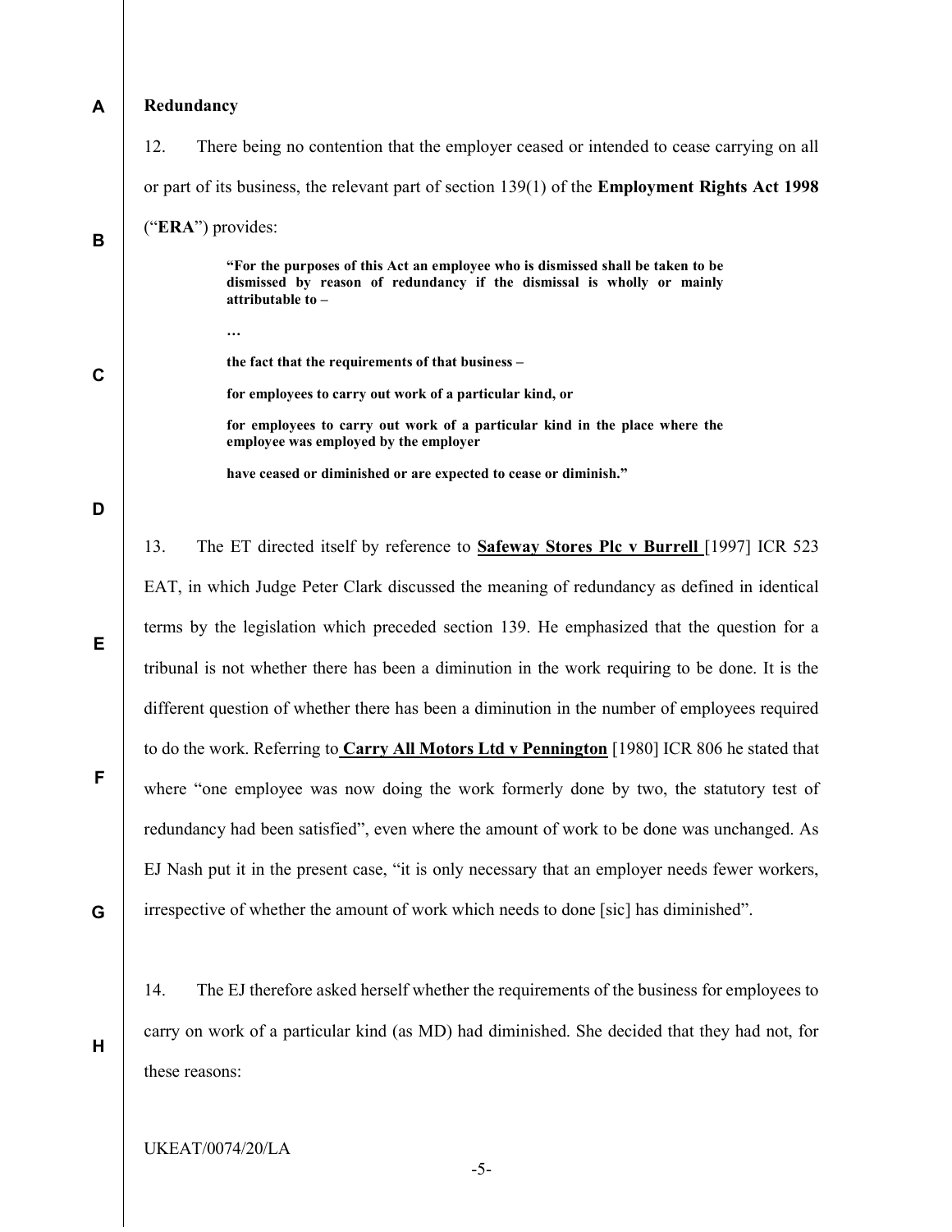## Redundancy

12. There being no contention that the employer ceased or intended to cease carrying on all or part of its business, the relevant part of section 139(1) of the **Employment Rights Act 1998** ("**ERA**") provides:

> **"For the purposes of this Act an employee who is dismissed shall be taken to be dismissed by reason of redundancy if the dismissal is wholly or mainly attributable to –**
>
> **…**
>
> **the fact that the requirements of that business –**
>
> **for employees to carry out work of a particular kind, or**
>
> **for employees to carry out work of a particular kind in the place where the employee was employed by the employer**
>
> **have ceased or diminished or are expected to cease or diminish."**

13. The ET directed itself by reference to **Safeway Stores Plc v Burrell** [1997] ICR 523 EAT, in which Judge Peter Clark discussed the meaning of redundancy as defined in identical terms by the legislation which preceded section 139. He emphasized that the question for a tribunal is not whether there has been a diminution in the work requiring to be done. It is the different question of whether there has been a diminution in the number of employees required to do the work. Referring to **Carry All Motors Ltd v Pennington** [1980] ICR 806 he stated that where "one employee was now doing the work formerly done by two, the statutory test of redundancy had been satisfied", even where the amount of work to be done was unchanged. As EJ Nash put it in the present case, "it is only necessary that an employer needs fewer workers, irrespective of whether the amount of work which needs to done [sic] has diminished".

14. The EJ therefore asked herself whether the requirements of the business for employees to carry on work of a particular kind (as MD) had diminished. She decided that they had not, for these reasons: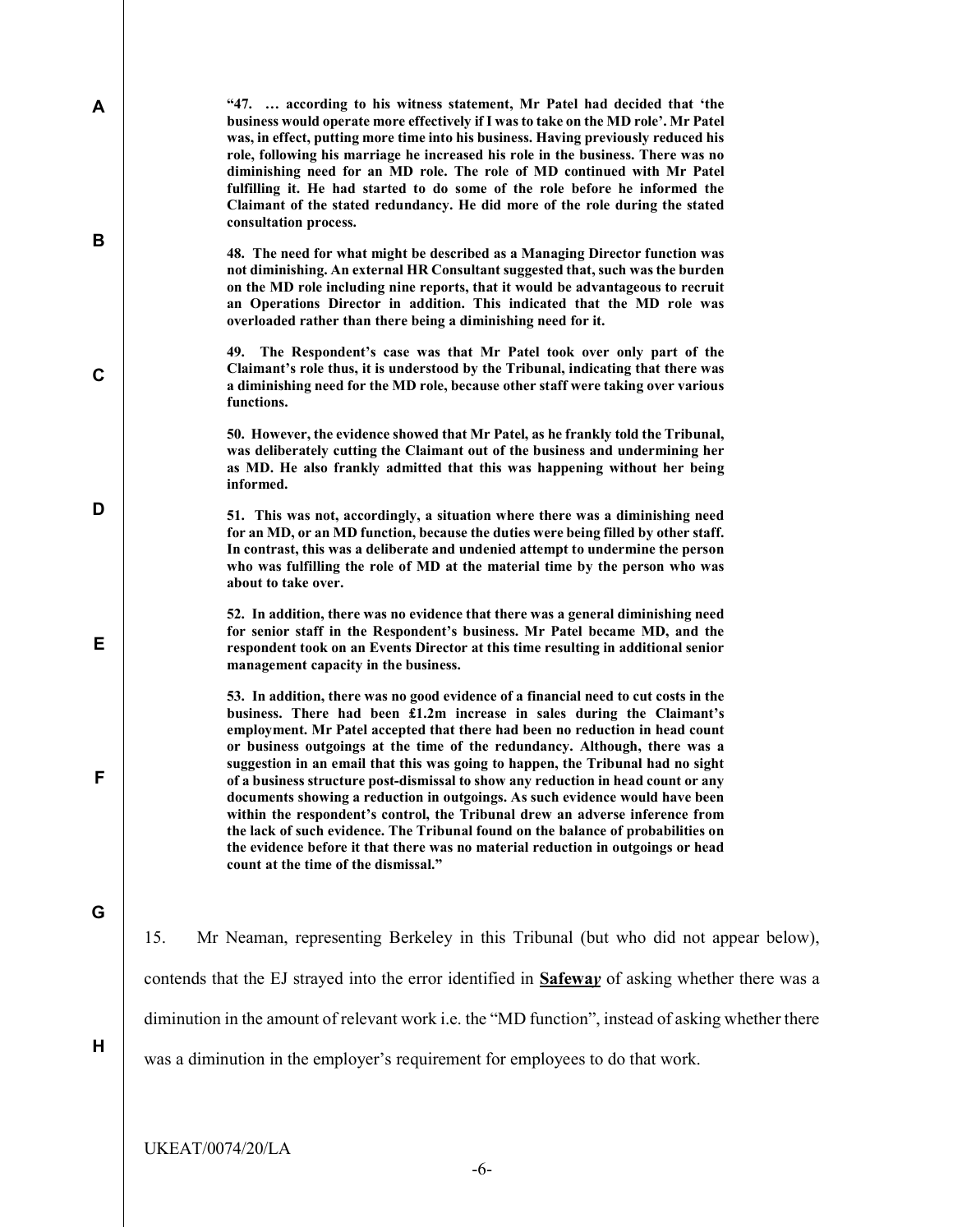**"47. … according to his witness statement, Mr Patel had decided that 'the business would operate more effectively if I was to take on the MD role'. Mr Patel was, in effect, putting more time into his business. Having previously reduced his role, following his marriage he increased his role in the business. There was no diminishing need for an MD role. The role of MD continued with Mr Patel fulfilling it. He had started to do some of the role before he informed the Claimant of the stated redundancy. He did more of the role during the stated consultation process.**

**48. The need for what might be described as a Managing Director function was not diminishing. An external HR Consultant suggested that, such was the burden on the MD role including nine reports, that it would be advantageous to recruit an Operations Director in addition. This indicated that the MD role was overloaded rather than there being a diminishing need for it.**

**49. The Respondent's case was that Mr Patel took over only part of the Claimant's role thus, it is understood by the Tribunal, indicating that there was a diminishing need for the MD role, because other staff were taking over various functions.**

**50. However, the evidence showed that Mr Patel, as he frankly told the Tribunal, was deliberately cutting the Claimant out of the business and undermining her as MD. He also frankly admitted that this was happening without her being informed.**

**51. This was not, accordingly, a situation where there was a diminishing need for an MD, or an MD function, because the duties were being filled by other staff. In contrast, this was a deliberate and undenied attempt to undermine the person who was fulfilling the role of MD at the material time by the person who was about to take over.**

**52. In addition, there was no evidence that there was a general diminishing need for senior staff in the Respondent's business. Mr Patel became MD, and the respondent took on an Events Director at this time resulting in additional senior management capacity in the business.**

**53. In addition, there was no good evidence of a financial need to cut costs in the business. There had been £1.2m increase in sales during the Claimant's employment. Mr Patel accepted that there had been no reduction in head count or business outgoings at the time of the redundancy. Although, there was a suggestion in an email that this was going to happen, the Tribunal had no sight of a business structure post-dismissal to show any reduction in head count or any documents showing a reduction in outgoings. As such evidence would have been within the respondent's control, the Tribunal drew an adverse inference from the lack of such evidence. The Tribunal found on the balance of probabilities on the evidence before it that there was no material reduction in outgoings or head count at the time of the dismissal."**

15. Mr Neaman, representing Berkeley in this Tribunal (but who did not appear below), contends that the EJ strayed into the error identified in **Safeway** of asking whether there was a diminution in the amount of relevant work i.e. the "MD function", instead of asking whether there was a diminution in the employer's requirement for employees to do that work.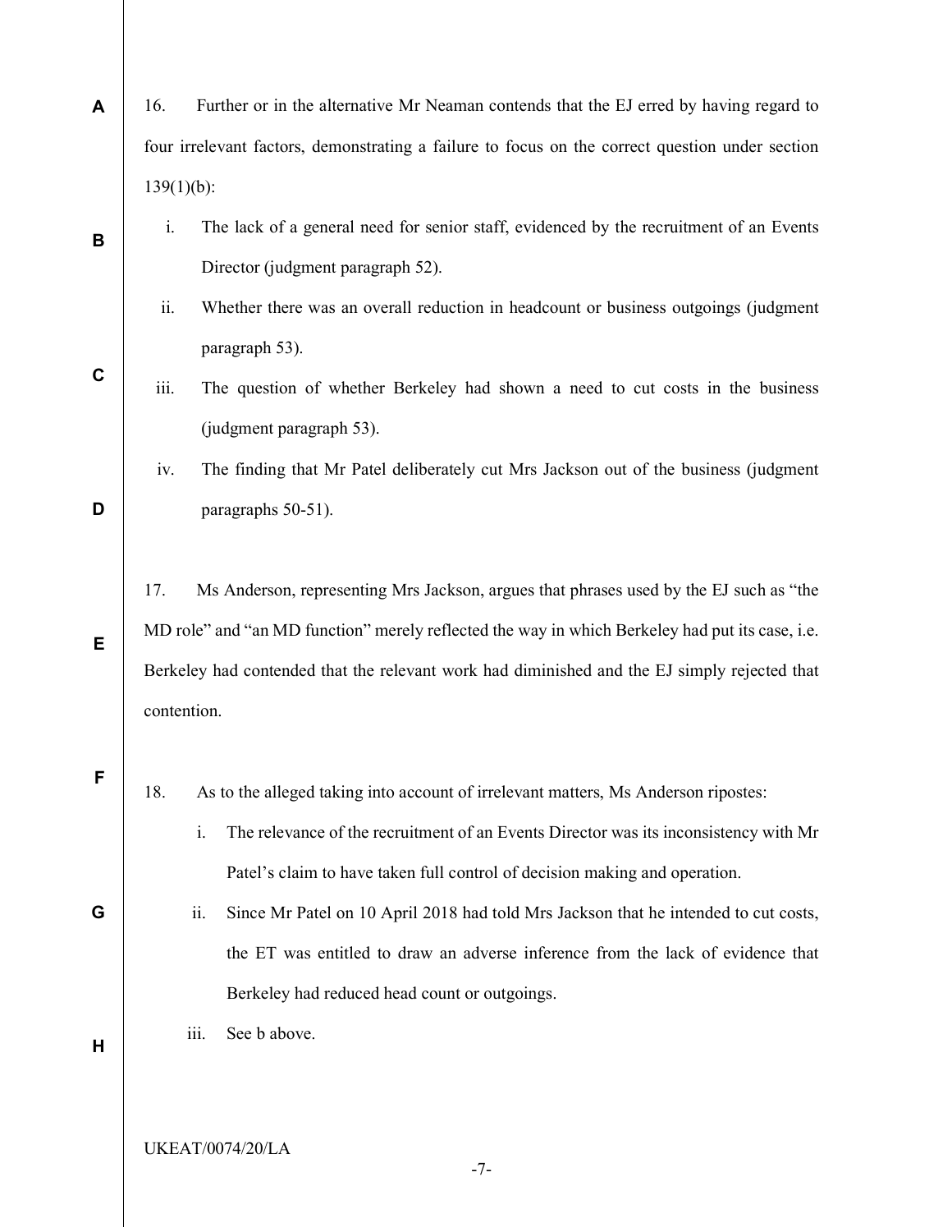16. Further or in the alternative Mr Neaman contends that the EJ erred by having regard to four irrelevant factors, demonstrating a failure to focus on the correct question under section 139(1)(b):

   i. The lack of a general need for senior staff, evidenced by the recruitment of an Events Director (judgment paragraph 52).

   ii. Whether there was an overall reduction in headcount or business outgoings (judgment paragraph 53).

   iii. The question of whether Berkeley had shown a need to cut costs in the business (judgment paragraph 53).

   iv. The finding that Mr Patel deliberately cut Mrs Jackson out of the business (judgment paragraphs 50-51).

17. Ms Anderson, representing Mrs Jackson, argues that phrases used by the EJ such as "the MD role" and "an MD function" merely reflected the way in which Berkeley had put its case, i.e. Berkeley had contended that the relevant work had diminished and the EJ simply rejected that contention.

18. As to the alleged taking into account of irrelevant matters, Ms Anderson ripostes:

   i. The relevance of the recruitment of an Events Director was its inconsistency with Mr Patel's claim to have taken full control of decision making and operation.

   ii. Since Mr Patel on 10 April 2018 had told Mrs Jackson that he intended to cut costs, the ET was entitled to draw an adverse inference from the lack of evidence that Berkeley had reduced head count or outgoings.

   iii. See b above.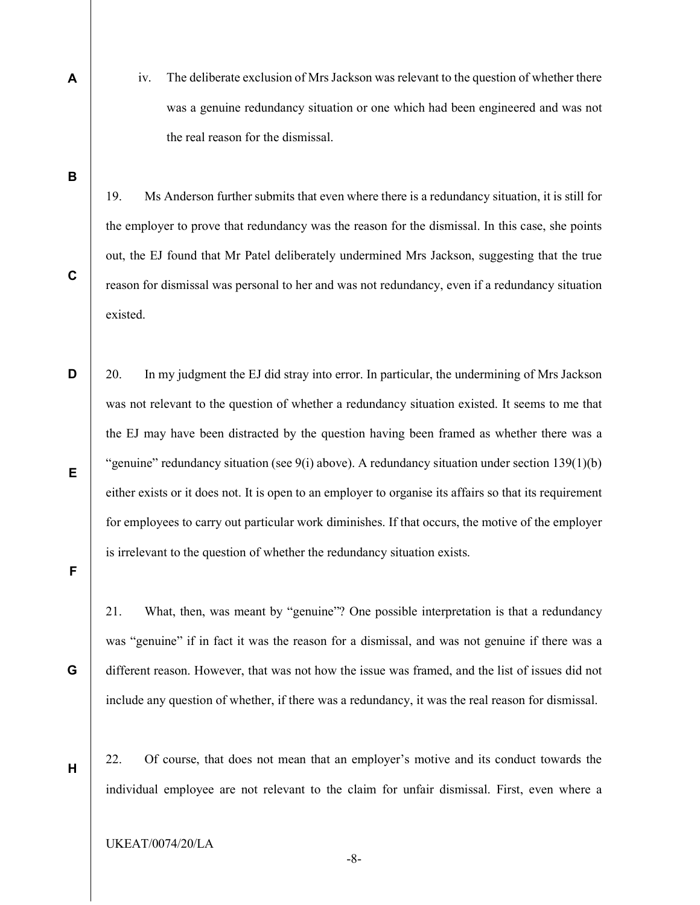iv. The deliberate exclusion of Mrs Jackson was relevant to the question of whether there was a genuine redundancy situation or one which had been engineered and was not the real reason for the dismissal.

19. Ms Anderson further submits that even where there is a redundancy situation, it is still for the employer to prove that redundancy was the reason for the dismissal. In this case, she points out, the EJ found that Mr Patel deliberately undermined Mrs Jackson, suggesting that the true reason for dismissal was personal to her and was not redundancy, even if a redundancy situation existed.

20. In my judgment the EJ did stray into error. In particular, the undermining of Mrs Jackson was not relevant to the question of whether a redundancy situation existed. It seems to me that the EJ may have been distracted by the question having been framed as whether there was a "genuine" redundancy situation (see 9(i) above). A redundancy situation under section 139(1)(b) either exists or it does not. It is open to an employer to organise its affairs so that its requirement for employees to carry out particular work diminishes. If that occurs, the motive of the employer is irrelevant to the question of whether the redundancy situation exists.

21. What, then, was meant by "genuine"? One possible interpretation is that a redundancy was "genuine" if in fact it was the reason for a dismissal, and was not genuine if there was a different reason. However, that was not how the issue was framed, and the list of issues did not include any question of whether, if there was a redundancy, it was the real reason for dismissal.

22. Of course, that does not mean that an employer's motive and its conduct towards the individual employee are not relevant to the claim for unfair dismissal. First, even where a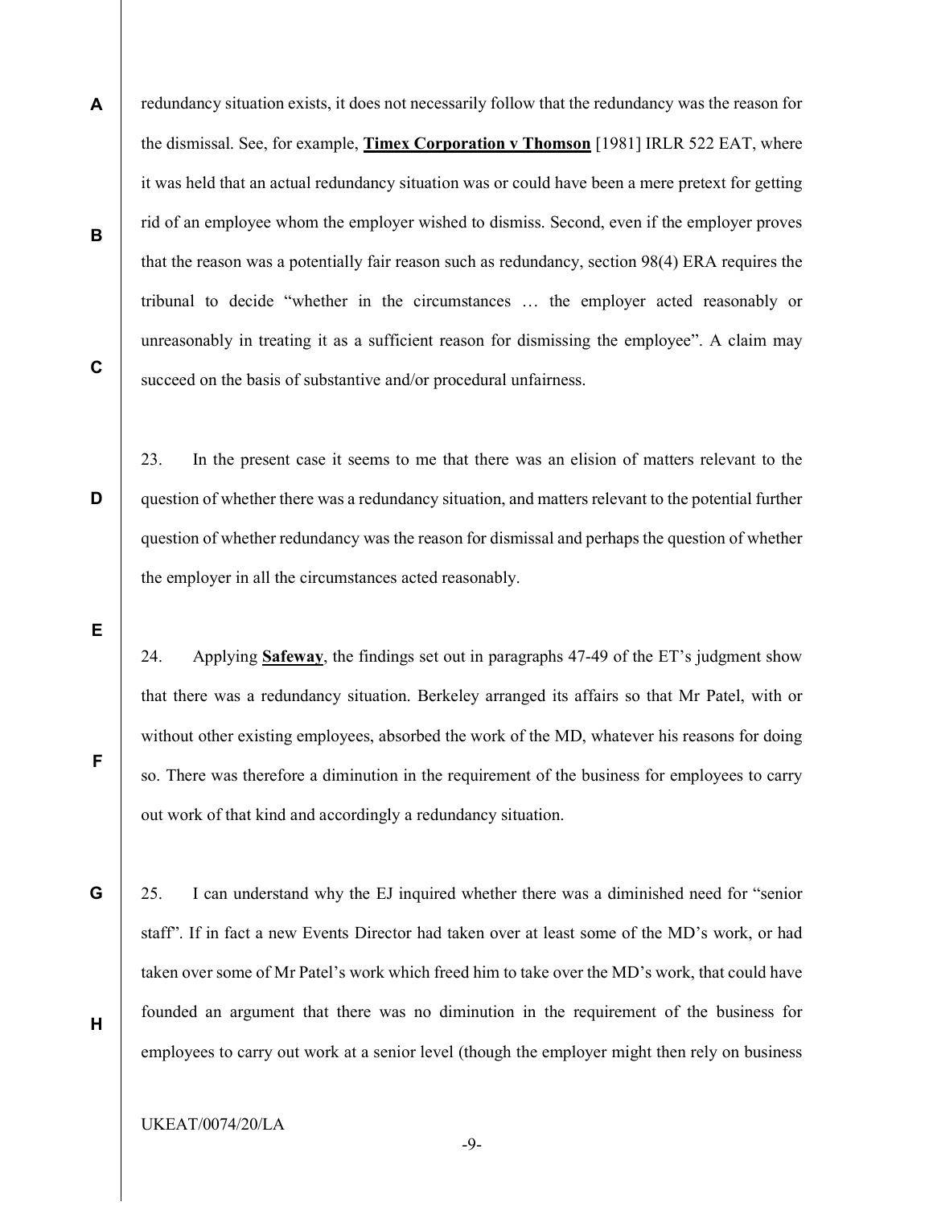redundancy situation exists, it does not necessarily follow that the redundancy was the reason for the dismissal. See, for example, **Timex Corporation v Thomson** [1981] IRLR 522 EAT, where it was held that an actual redundancy situation was or could have been a mere pretext for getting rid of an employee whom the employer wished to dismiss. Second, even if the employer proves that the reason was a potentially fair reason such as redundancy, section 98(4) ERA requires the tribunal to decide "whether in the circumstances … the employer acted reasonably or unreasonably in treating it as a sufficient reason for dismissing the employee". A claim may succeed on the basis of substantive and/or procedural unfairness.

23. In the present case it seems to me that there was an elision of matters relevant to the question of whether there was a redundancy situation, and matters relevant to the potential further question of whether redundancy was the reason for dismissal and perhaps the question of whether the employer in all the circumstances acted reasonably.

24. Applying **Safeway**, the findings set out in paragraphs 47-49 of the ET's judgment show that there was a redundancy situation. Berkeley arranged its affairs so that Mr Patel, with or without other existing employees, absorbed the work of the MD, whatever his reasons for doing so. There was therefore a diminution in the requirement of the business for employees to carry out work of that kind and accordingly a redundancy situation.

25. I can understand why the EJ inquired whether there was a diminished need for "senior staff". If in fact a new Events Director had taken over at least some of the MD's work, or had taken over some of Mr Patel's work which freed him to take over the MD's work, that could have founded an argument that there was no diminution in the requirement of the business for employees to carry out work at a senior level (though the employer might then rely on business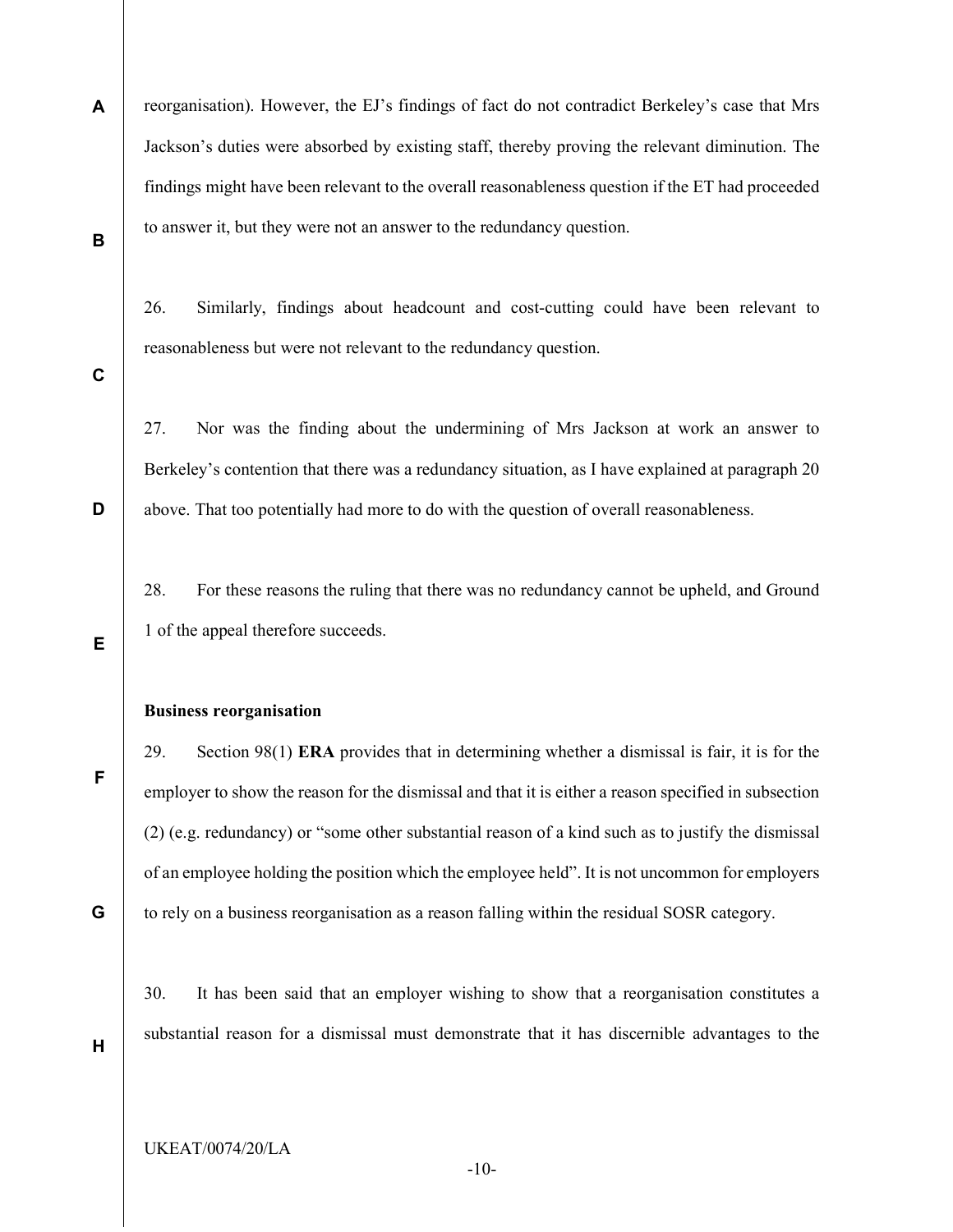reorganisation). However, the EJ's findings of fact do not contradict Berkeley's case that Mrs Jackson's duties were absorbed by existing staff, thereby proving the relevant diminution. The findings might have been relevant to the overall reasonableness question if the ET had proceeded to answer it, but they were not an answer to the redundancy question.

26. Similarly, findings about headcount and cost-cutting could have been relevant to reasonableness but were not relevant to the redundancy question.

27. Nor was the finding about the undermining of Mrs Jackson at work an answer to Berkeley's contention that there was a redundancy situation, as I have explained at paragraph 20 above. That too potentially had more to do with the question of overall reasonableness.

28. For these reasons the ruling that there was no redundancy cannot be upheld, and Ground 1 of the appeal therefore succeeds.

**Business reorganisation**

29. Section 98(1) **ERA** provides that in determining whether a dismissal is fair, it is for the employer to show the reason for the dismissal and that it is either a reason specified in subsection (2) (e.g. redundancy) or "some other substantial reason of a kind such as to justify the dismissal of an employee holding the position which the employee held". It is not uncommon for employers to rely on a business reorganisation as a reason falling within the residual SOSR category.

30. It has been said that an employer wishing to show that a reorganisation constitutes a substantial reason for a dismissal must demonstrate that it has discernible advantages to the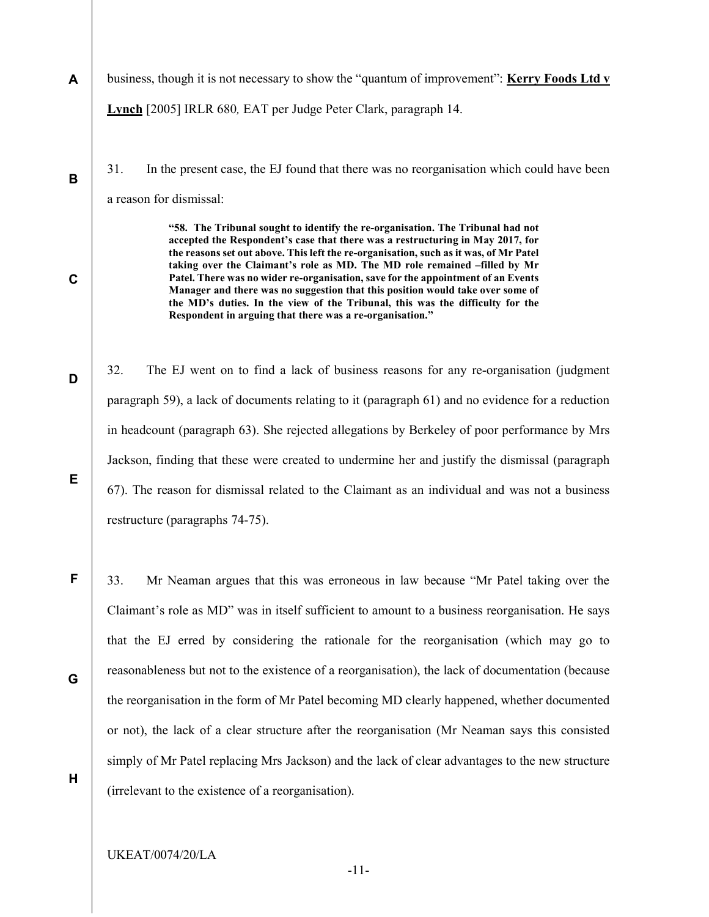business, though it is not necessary to show the "quantum of improvement": **Kerry Foods Ltd v Lynch** [2005] IRLR 680, EAT per Judge Peter Clark, paragraph 14.

31. In the present case, the EJ found that there was no reorganisation which could have been a reason for dismissal:

> **"58. The Tribunal sought to identify the re-organisation. The Tribunal had not accepted the Respondent's case that there was a restructuring in May 2017, for the reasons set out above. This left the re-organisation, such as it was, of Mr Patel taking over the Claimant's role as MD. The MD role remained –filled by Mr Patel. There was no wider re-organisation, save for the appointment of an Events Manager and there was no suggestion that this position would take over some of the MD's duties. In the view of the Tribunal, this was the difficulty for the Respondent in arguing that there was a re-organisation."**

32. The EJ went on to find a lack of business reasons for any re-organisation (judgment paragraph 59), a lack of documents relating to it (paragraph 61) and no evidence for a reduction in headcount (paragraph 63). She rejected allegations by Berkeley of poor performance by Mrs Jackson, finding that these were created to undermine her and justify the dismissal (paragraph 67). The reason for dismissal related to the Claimant as an individual and was not a business restructure (paragraphs 74-75).

33. Mr Neaman argues that this was erroneous in law because "Mr Patel taking over the Claimant's role as MD" was in itself sufficient to amount to a business reorganisation. He says that the EJ erred by considering the rationale for the reorganisation (which may go to reasonableness but not to the existence of a reorganisation), the lack of documentation (because the reorganisation in the form of Mr Patel becoming MD clearly happened, whether documented or not), the lack of a clear structure after the reorganisation (Mr Neaman says this consisted simply of Mr Patel replacing Mrs Jackson) and the lack of clear advantages to the new structure (irrelevant to the existence of a reorganisation).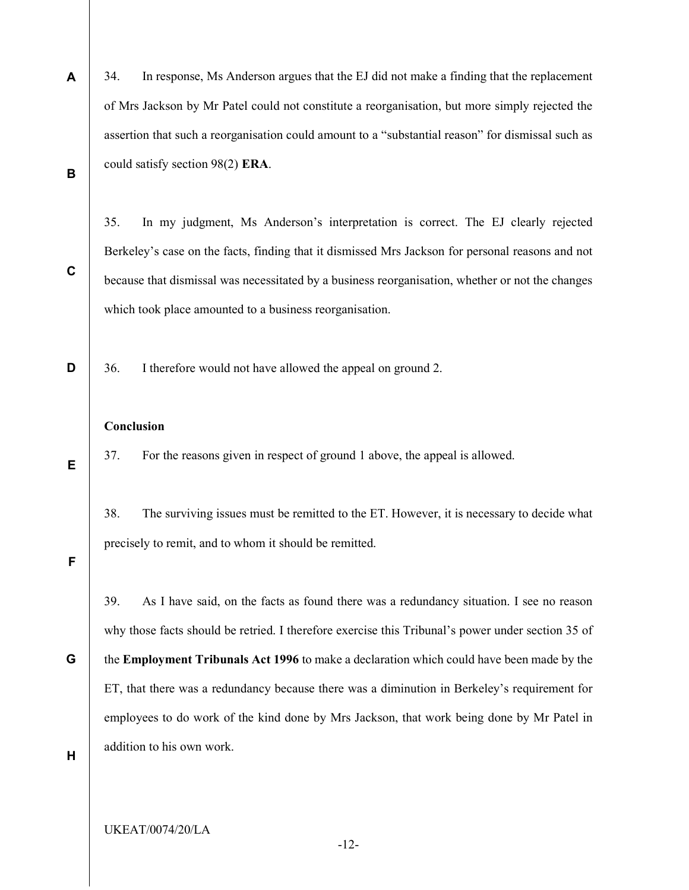34. In response, Ms Anderson argues that the EJ did not make a finding that the replacement of Mrs Jackson by Mr Patel could not constitute a reorganisation, but more simply rejected the assertion that such a reorganisation could amount to a "substantial reason" for dismissal such as could satisfy section 98(2) **ERA**.

35. In my judgment, Ms Anderson's interpretation is correct. The EJ clearly rejected Berkeley's case on the facts, finding that it dismissed Mrs Jackson for personal reasons and not because that dismissal was necessitated by a business reorganisation, whether or not the changes which took place amounted to a business reorganisation.

36. I therefore would not have allowed the appeal on ground 2.

**Conclusion**

37. For the reasons given in respect of ground 1 above, the appeal is allowed.

38. The surviving issues must be remitted to the ET. However, it is necessary to decide what precisely to remit, and to whom it should be remitted.

39. As I have said, on the facts as found there was a redundancy situation. I see no reason why those facts should be retried. I therefore exercise this Tribunal's power under section 35 of the **Employment Tribunals Act 1996** to make a declaration which could have been made by the ET, that there was a redundancy because there was a diminution in Berkeley's requirement for employees to do work of the kind done by Mrs Jackson, that work being done by Mr Patel in addition to his own work.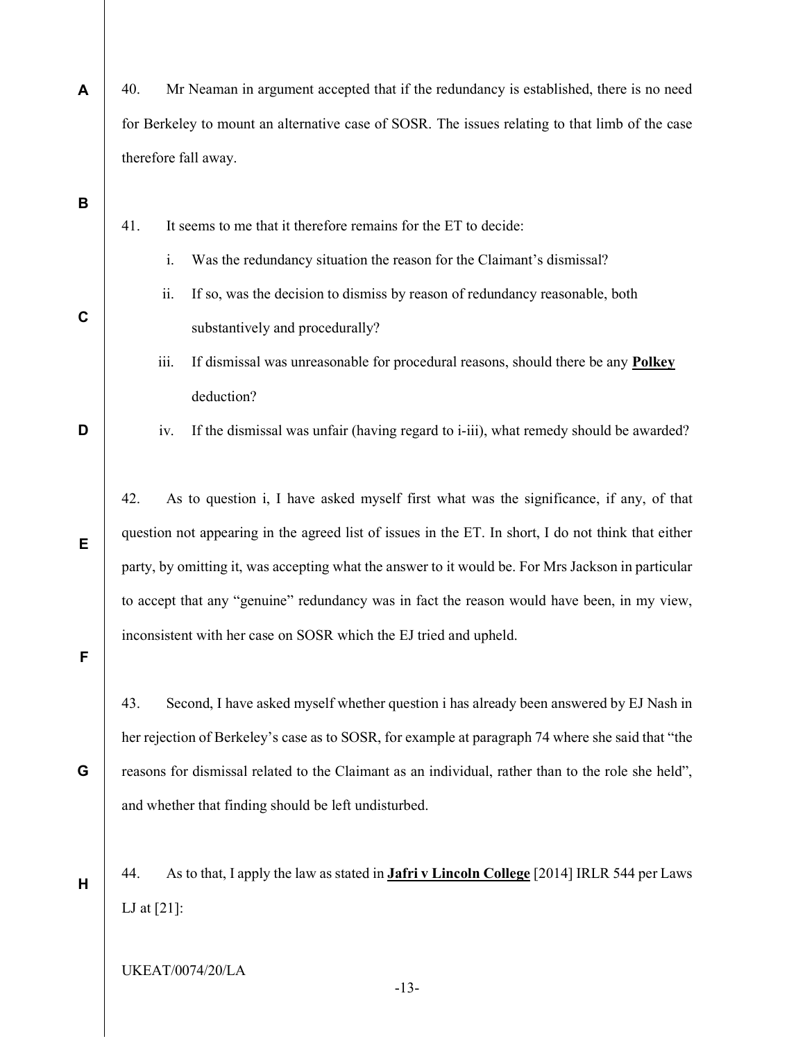40. Mr Neaman in argument accepted that if the redundancy is established, there is no need for Berkeley to mount an alternative case of SOSR. The issues relating to that limb of the case therefore fall away.

41. It seems to me that it therefore remains for the ET to decide:

i. Was the redundancy situation the reason for the Claimant's dismissal?

ii. If so, was the decision to dismiss by reason of redundancy reasonable, both substantively and procedurally?

iii. If dismissal was unreasonable for procedural reasons, should there be any **Polkey** deduction?

iv. If the dismissal was unfair (having regard to i-iii), what remedy should be awarded?

42. As to question i, I have asked myself first what was the significance, if any, of that question not appearing in the agreed list of issues in the ET. In short, I do not think that either party, by omitting it, was accepting what the answer to it would be. For Mrs Jackson in particular to accept that any "genuine" redundancy was in fact the reason would have been, in my view, inconsistent with her case on SOSR which the EJ tried and upheld.

43. Second, I have asked myself whether question i has already been answered by EJ Nash in her rejection of Berkeley's case as to SOSR, for example at paragraph 74 where she said that "the reasons for dismissal related to the Claimant as an individual, rather than to the role she held", and whether that finding should be left undisturbed.

44. As to that, I apply the law as stated in **Jafri v Lincoln College** [2014] IRLR 544 per Laws LJ at [21]: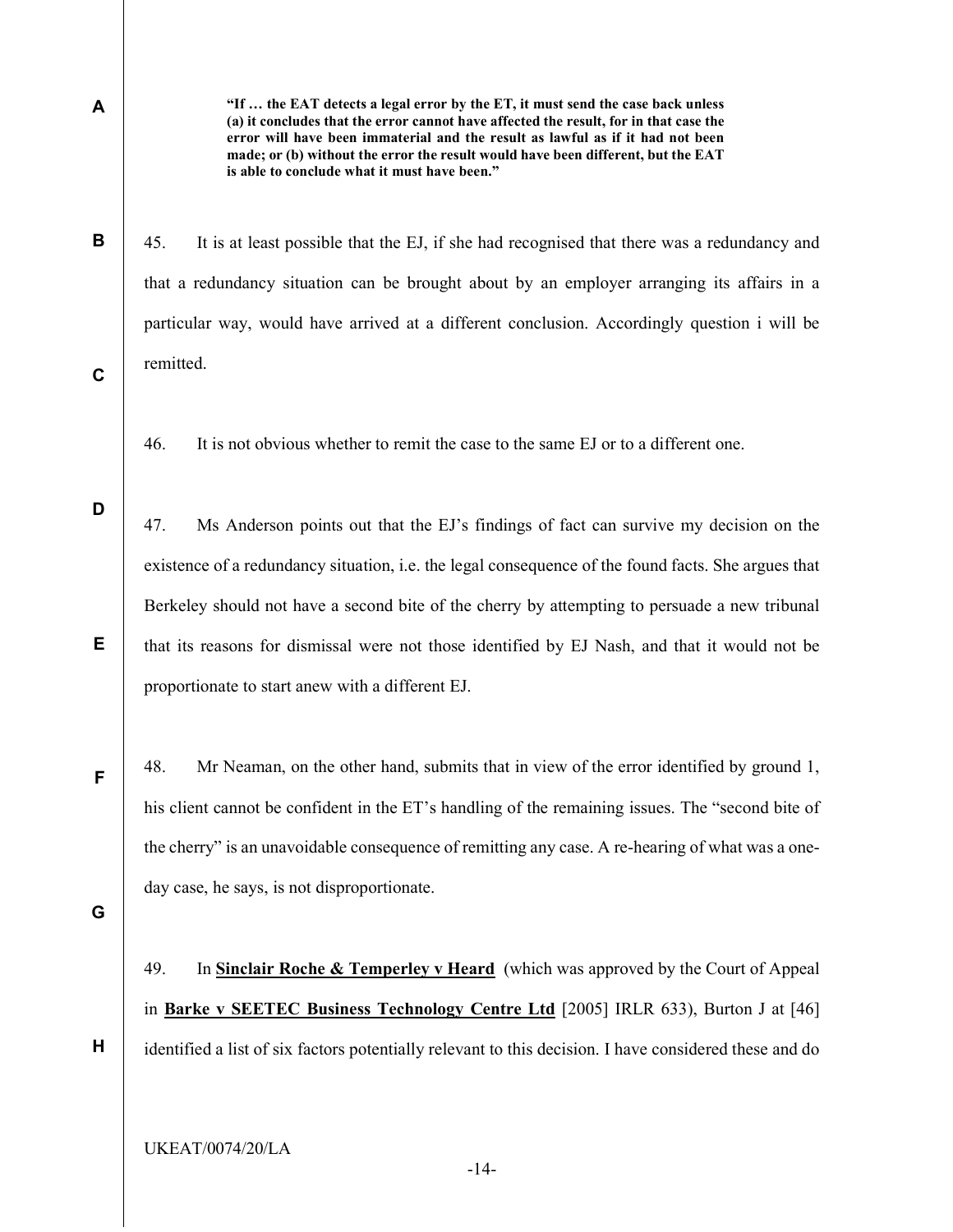> **"If … the EAT detects a legal error by the ET, it must send the case back unless (a) it concludes that the error cannot have affected the result, for in that case the error will have been immaterial and the result as lawful as if it had not been made; or (b) without the error the result would have been different, but the EAT is able to conclude what it must have been."**

45. It is at least possible that the EJ, if she had recognised that there was a redundancy and that a redundancy situation can be brought about by an employer arranging its affairs in a particular way, would have arrived at a different conclusion. Accordingly question i will be remitted.

46. It is not obvious whether to remit the case to the same EJ or to a different one.

47. Ms Anderson points out that the EJ's findings of fact can survive my decision on the existence of a redundancy situation, i.e. the legal consequence of the found facts. She argues that Berkeley should not have a second bite of the cherry by attempting to persuade a new tribunal that its reasons for dismissal were not those identified by EJ Nash, and that it would not be proportionate to start anew with a different EJ.

48. Mr Neaman, on the other hand, submits that in view of the error identified by ground 1, his client cannot be confident in the ET's handling of the remaining issues. The "second bite of the cherry" is an unavoidable consequence of remitting any case. A re-hearing of what was a one-day case, he says, is not disproportionate.

49. In **Sinclair Roche & Temperley v Heard** (which was approved by the Court of Appeal in **Barke v SEETEC Business Technology Centre Ltd** [2005] IRLR 633), Burton J at [46] identified a list of six factors potentially relevant to this decision. I have considered these and do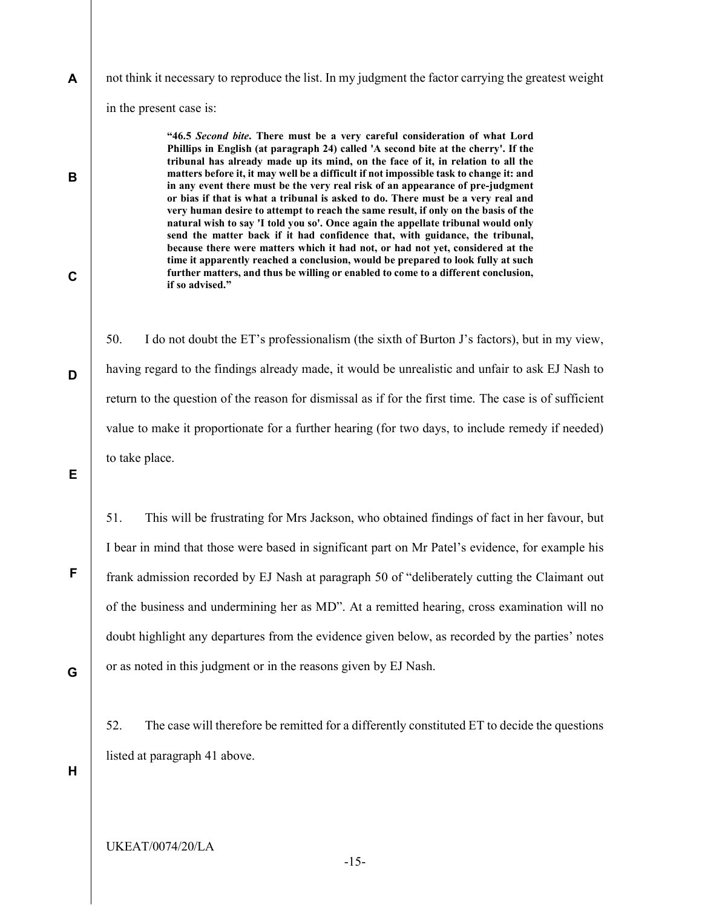not think it necessary to reproduce the list. In my judgment the factor carrying the greatest weight in the present case is:

> **"46.5 *Second bite*. There must be a very careful consideration of what Lord Phillips in English (at paragraph 24) called 'A second bite at the cherry'. If the tribunal has already made up its mind, on the face of it, in relation to all the matters before it, it may well be a difficult if not impossible task to change it: and in any event there must be the very real risk of an appearance of pre-judgment or bias if that is what a tribunal is asked to do. There must be a very real and very human desire to attempt to reach the same result, if only on the basis of the natural wish to say 'I told you so'. Once again the appellate tribunal would only send the matter back if it had confidence that, with guidance, the tribunal, because there were matters which it had not, or had not yet, considered at the time it apparently reached a conclusion, would be prepared to look fully at such further matters, and thus be willing or enabled to come to a different conclusion, if so advised."**

50. I do not doubt the ET's professionalism (the sixth of Burton J's factors), but in my view, having regard to the findings already made, it would be unrealistic and unfair to ask EJ Nash to return to the question of the reason for dismissal as if for the first time. The case is of sufficient value to make it proportionate for a further hearing (for two days, to include remedy if needed) to take place.

51. This will be frustrating for Mrs Jackson, who obtained findings of fact in her favour, but I bear in mind that those were based in significant part on Mr Patel's evidence, for example his frank admission recorded by EJ Nash at paragraph 50 of "deliberately cutting the Claimant out of the business and undermining her as MD". At a remitted hearing, cross examination will no doubt highlight any departures from the evidence given below, as recorded by the parties' notes or as noted in this judgment or in the reasons given by EJ Nash.

52. The case will therefore be remitted for a differently constituted ET to decide the questions listed at paragraph 41 above.